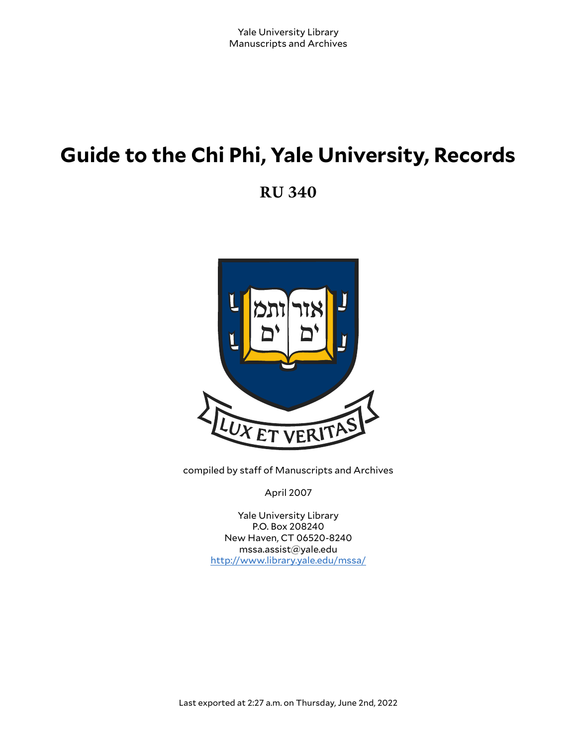Yale University Library
Manuscripts and Archives

# Guide to the Chi Phi, Yale University, Records

## RU 340

compiled by staff of Manuscripts and Archives

April 2007

Yale University Library
P.O. Box 208240
New Haven, CT 06520-8240
mssa.assist@yale.edu
http://www.library.yale.edu/mssa/

Last exported at 2:27 a.m. on Thursday, June 2nd, 2022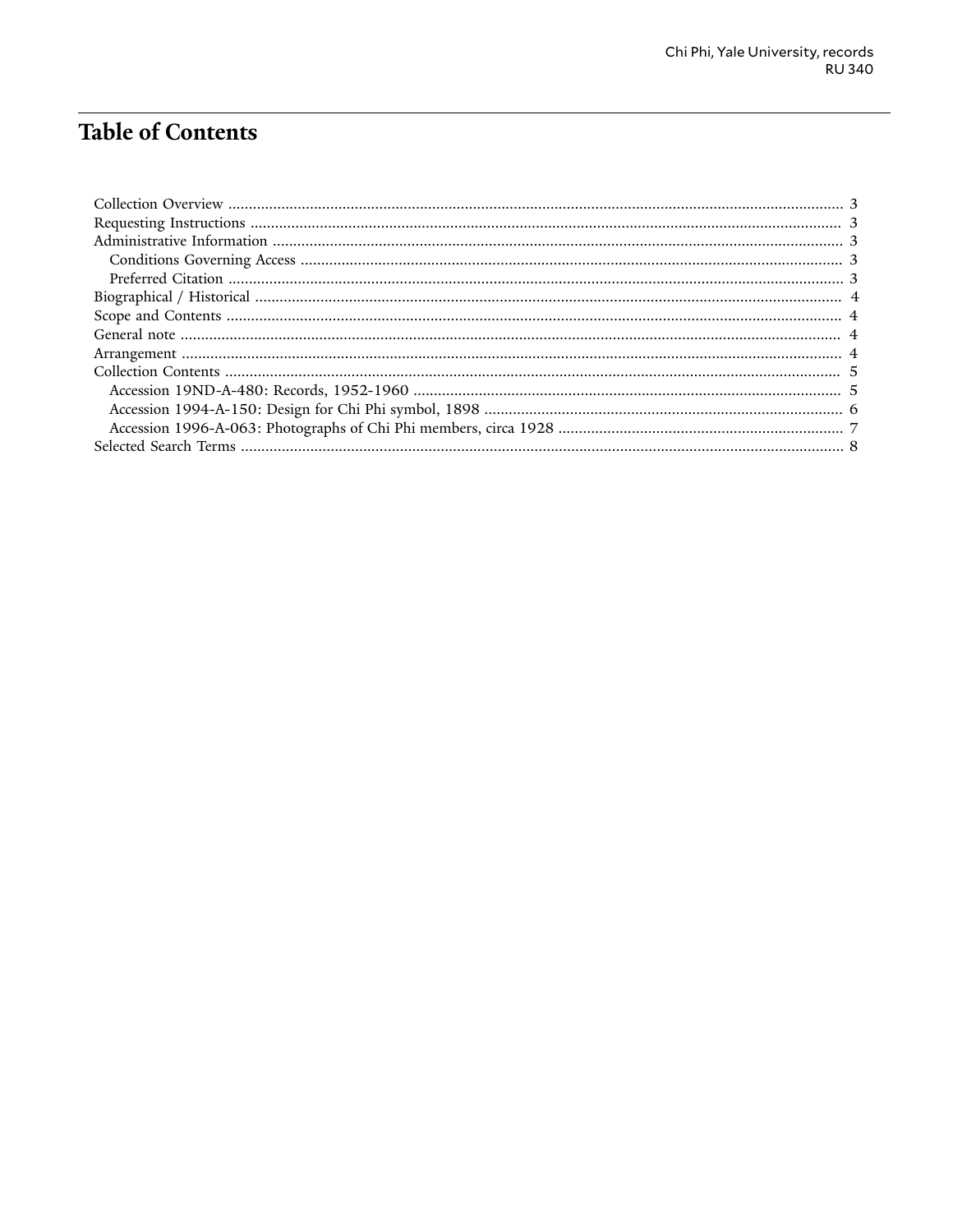# Table of Contents

- Collection Overview ..................................................................................................................................................... 3
- Requesting Instructions ............................................................................................................................................... 3
- Administrative Information ......................................................................................................................................... 3
  - Conditions Governing Access ................................................................................................................................. 3
  - Preferred Citation ................................................................................................................................................... 3
- Biographical / Historical ............................................................................................................................................. 4
- Scope and Contents .................................................................................................................................................... 4
- General note ............................................................................................................................................................... 4
- Arrangement ............................................................................................................................................................... 4
- Collection Contents .................................................................................................................................................... 5
  - Accession 19ND-A-480: Records, 1952-1960 ........................................................................................................ 5
  - Accession 1994-A-150: Design for Chi Phi symbol, 1898 ....................................................................................... 6
  - Accession 1996-A-063: Photographs of Chi Phi members, circa 1928 ..................................................................... 7
- Selected Search Terms ................................................................................................................................................ 8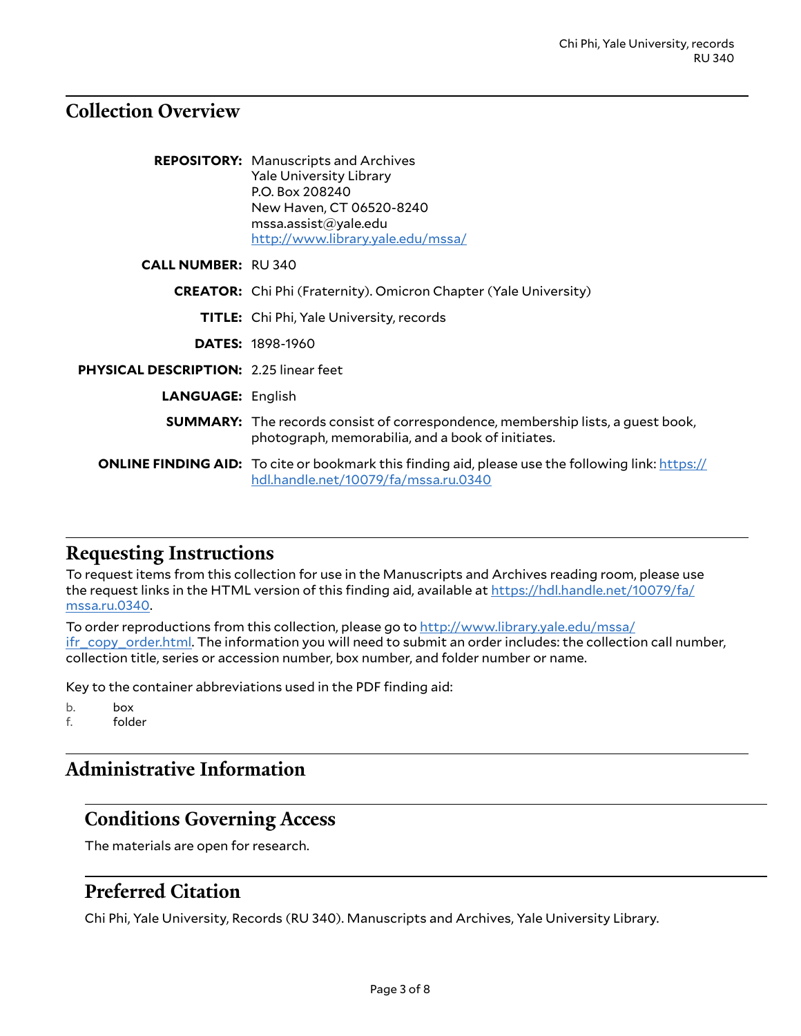## Collection Overview

**REPOSITORY:** Manuscripts and Archives
Yale University Library
P.O. Box 208240
New Haven, CT 06520-8240
mssa.assist@yale.edu
http://www.library.yale.edu/mssa/

**CALL NUMBER:** RU 340

**CREATOR:** Chi Phi (Fraternity). Omicron Chapter (Yale University)

**TITLE:** Chi Phi, Yale University, records

**DATES:** 1898-1960

**PHYSICAL DESCRIPTION:** 2.25 linear feet

**LANGUAGE:** English

**SUMMARY:** The records consist of correspondence, membership lists, a guest book, photograph, memorabilia, and a book of initiates.

**ONLINE FINDING AID:** To cite or bookmark this finding aid, please use the following link: https://hdl.handle.net/10079/fa/mssa.ru.0340

## Requesting Instructions

To request items from this collection for use in the Manuscripts and Archives reading room, please use the request links in the HTML version of this finding aid, available at https://hdl.handle.net/10079/fa/mssa.ru.0340.

To order reproductions from this collection, please go to http://www.library.yale.edu/mssa/ifr_copy_order.html. The information you will need to submit an order includes: the collection call number, collection title, series or accession number, box number, and folder number or name.

Key to the container abbreviations used in the PDF finding aid:

b. box
f. folder

## Administrative Information

### Conditions Governing Access

The materials are open for research.

### Preferred Citation

Chi Phi, Yale University, Records (RU 340). Manuscripts and Archives, Yale University Library.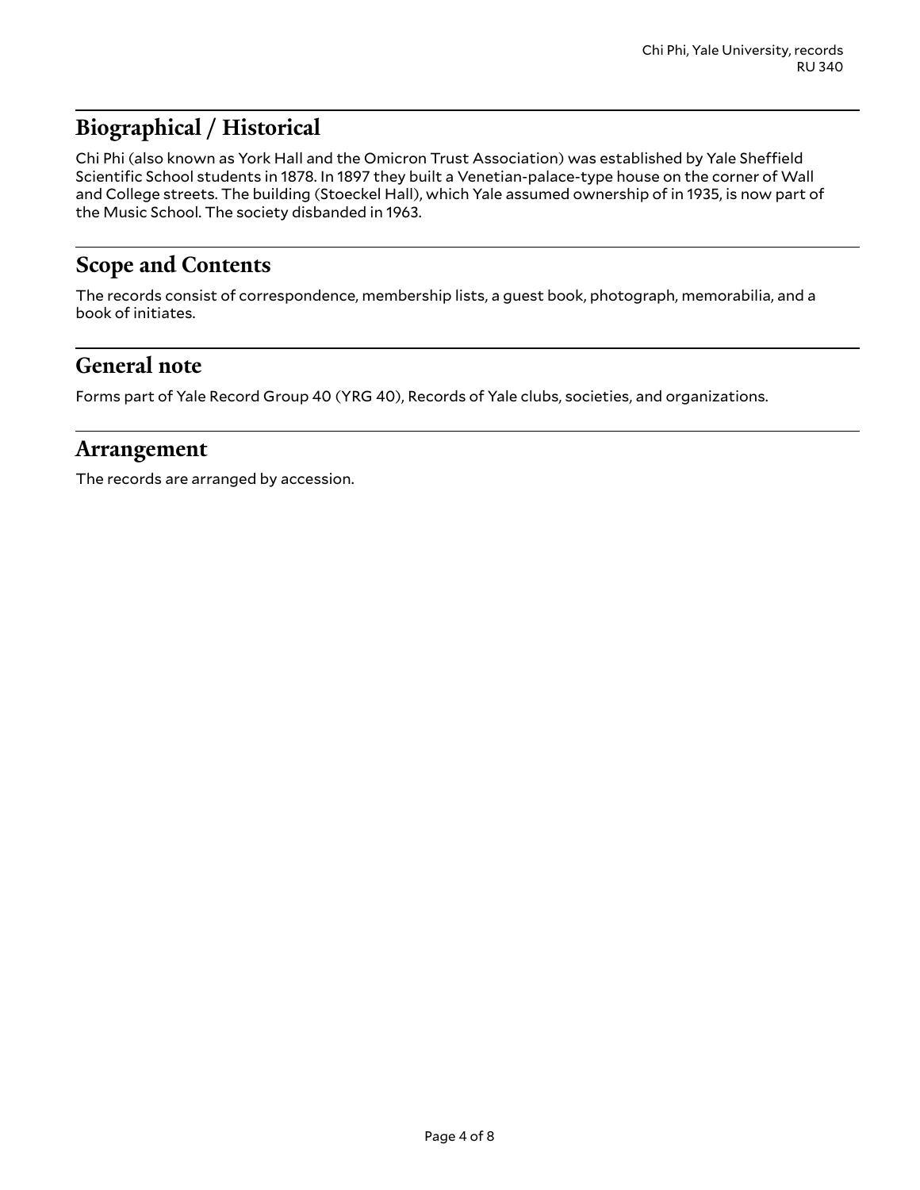## Biographical / Historical

Chi Phi (also known as York Hall and the Omicron Trust Association) was established by Yale Sheffield Scientific School students in 1878. In 1897 they built a Venetian-palace-type house on the corner of Wall and College streets. The building (Stoeckel Hall), which Yale assumed ownership of in 1935, is now part of the Music School. The society disbanded in 1963.

## Scope and Contents

The records consist of correspondence, membership lists, a guest book, photograph, memorabilia, and a book of initiates.

## General note

Forms part of Yale Record Group 40 (YRG 40), Records of Yale clubs, societies, and organizations.

## Arrangement

The records are arranged by accession.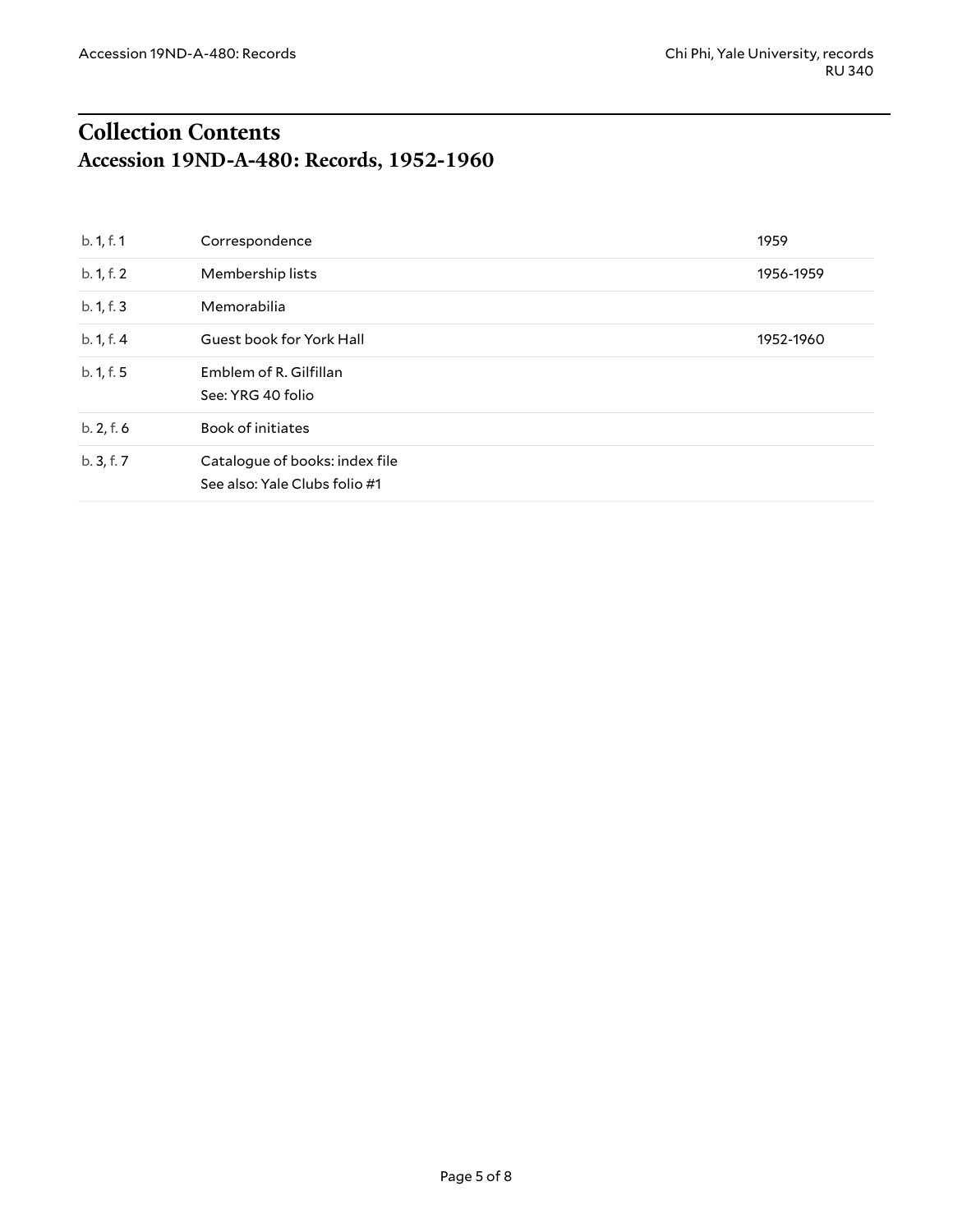# Collection Contents

## Accession 19ND-A-480: Records, 1952-1960

| | | |
|---|---|---|
| b. 1, f. 1 | Correspondence | 1959 |
| b. 1, f. 2 | Membership lists | 1956-1959 |
| b. 1, f. 3 | Memorabilia | |
| b. 1, f. 4 | Guest book for York Hall | 1952-1960 |
| b. 1, f. 5 | Emblem of R. Gilfillan<br>See: YRG 40 folio | |
| b. 2, f. 6 | Book of initiates | |
| b. 3, f. 7 | Catalogue of books: index file<br>See also: Yale Clubs folio #1 | |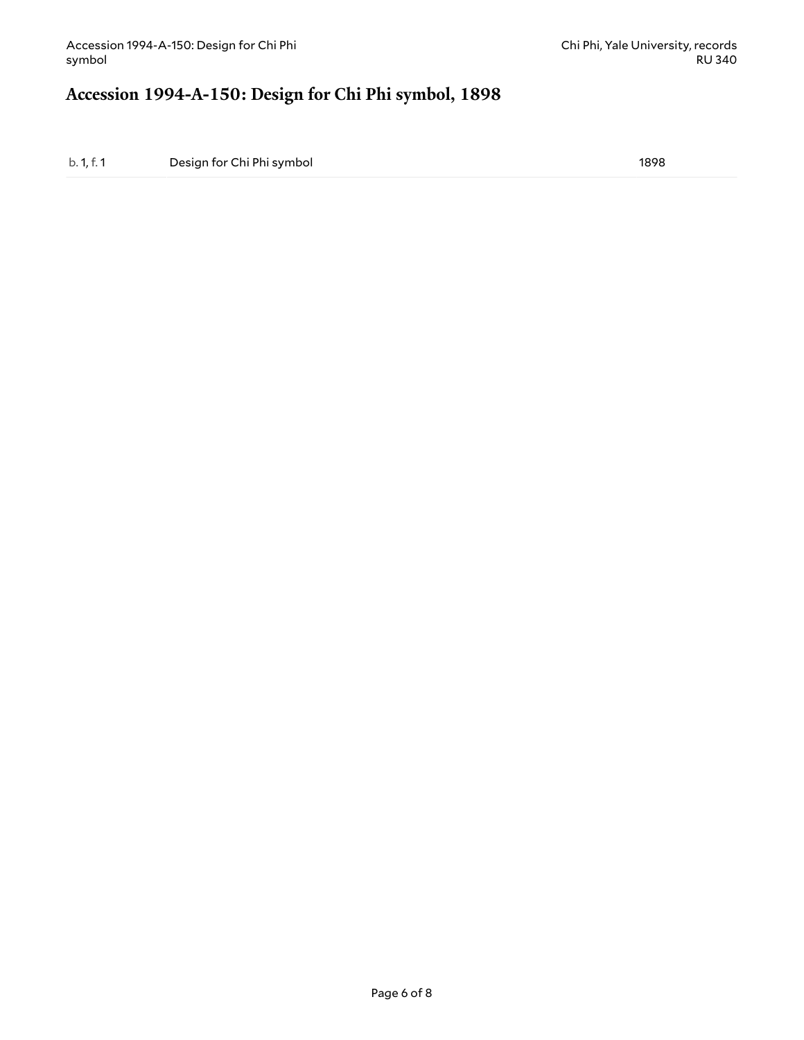# Accession 1994-A-150: Design for Chi Phi symbol, 1898

| | | |
|---|---|---|
| b. 1, f. 1 | Design for Chi Phi symbol | 1898 |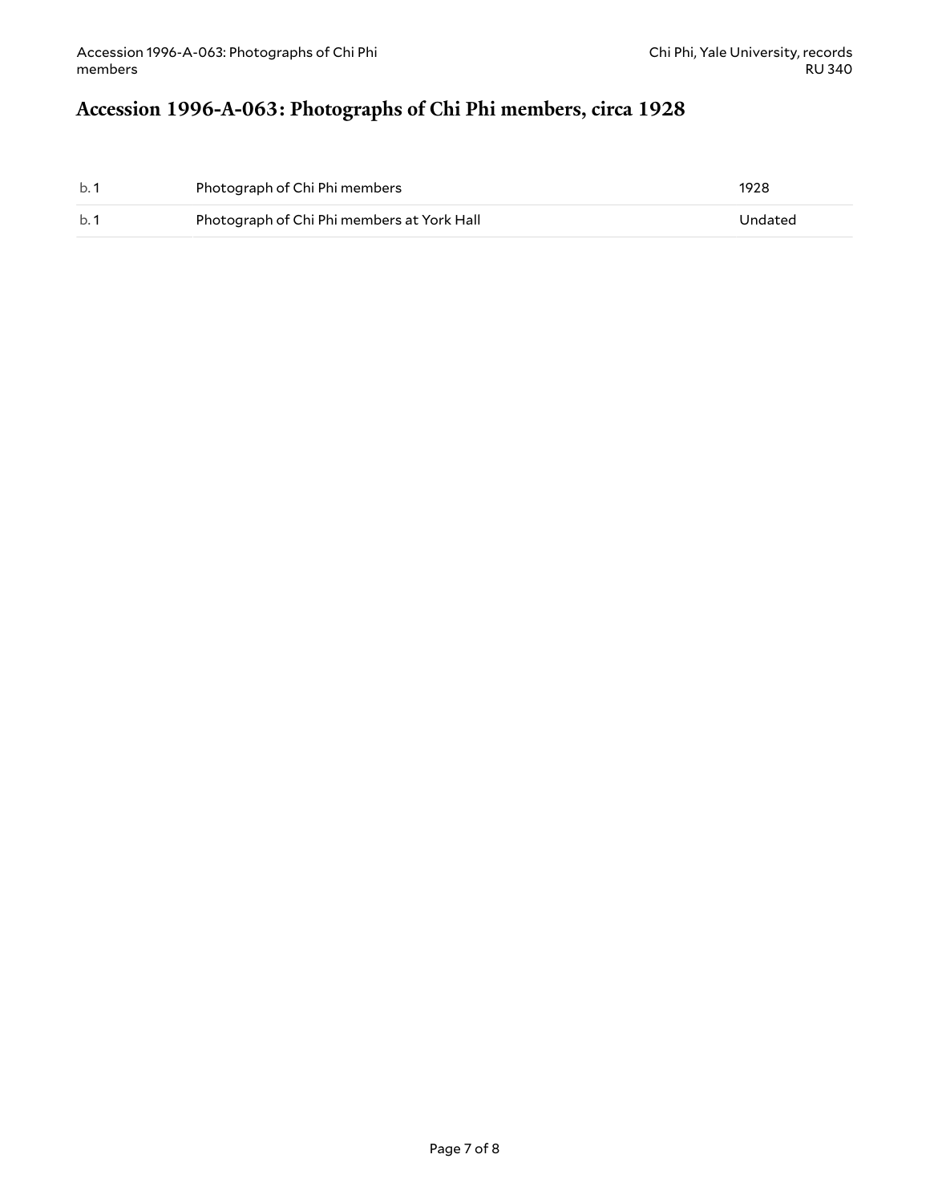## Accession 1996-A-063: Photographs of Chi Phi members, circa 1928

| | | |
|---|---|---|
| b. 1 | Photograph of Chi Phi members | 1928 |
| b. 1 | Photograph of Chi Phi members at York Hall | Undated |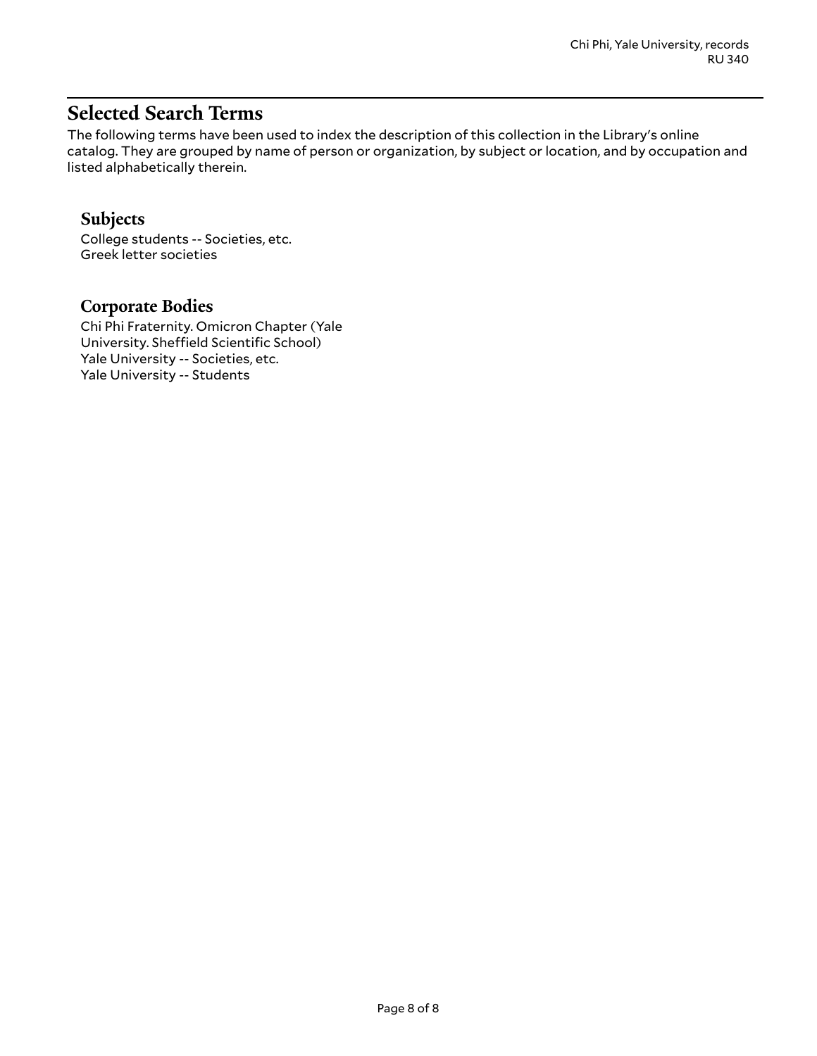## Selected Search Terms

The following terms have been used to index the description of this collection in the Library's online catalog. They are grouped by name of person or organization, by subject or location, and by occupation and listed alphabetically therein.

### Subjects

College students -- Societies, etc.
Greek letter societies

### Corporate Bodies

Chi Phi Fraternity. Omicron Chapter (Yale University. Sheffield Scientific School)
Yale University -- Societies, etc.
Yale University -- Students